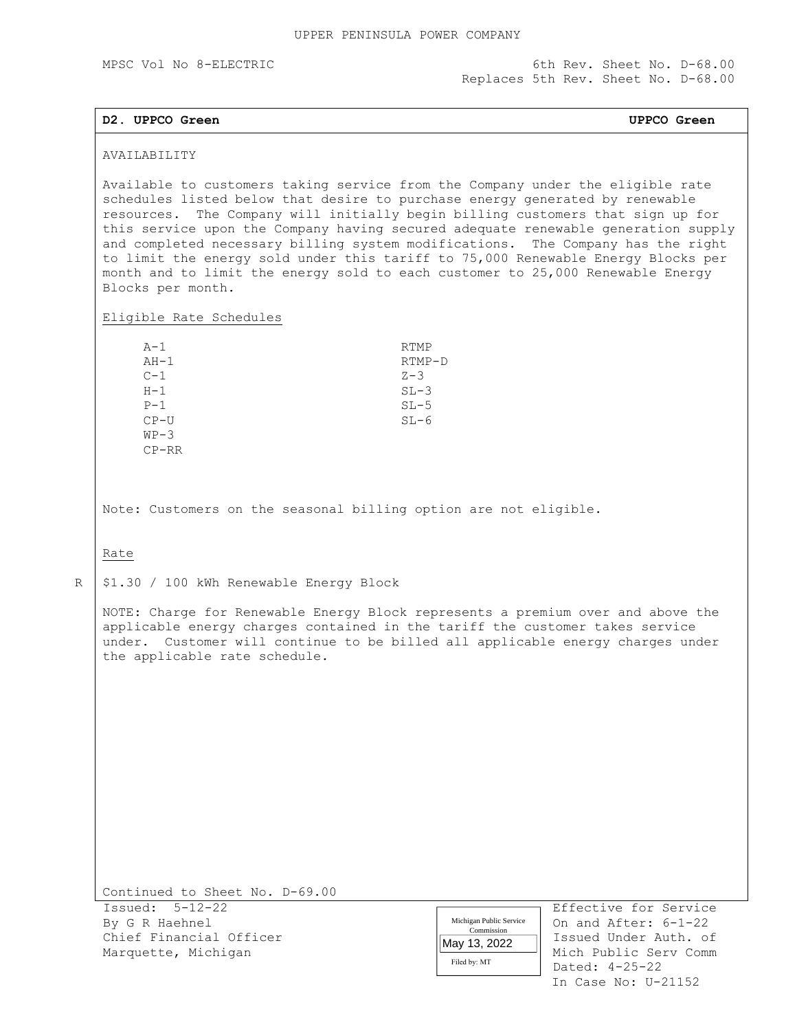UPPER PENINSULA POWER COMPANY

MPSC Vol No 8-ELECTRIC

6th Rev. Sheet No. D-68.00
Replaces 5th Rev. Sheet No. D-68.00

## D2. UPPCO Green

AVAILABILITY

Available to customers taking service from the Company under the eligible rate schedules listed below that desire to purchase energy generated by renewable resources. The Company will initially begin billing customers that sign up for this service upon the Company having secured adequate renewable generation supply and completed necessary billing system modifications. The Company has the right to limit the energy sold under this tariff to 75,000 Renewable Energy Blocks per month and to limit the energy sold to each customer to 25,000 Renewable Energy Blocks per month.

Eligible Rate Schedules

- A-1
- AH-1
- C-1
- H-1
- P-1
- CP-U
- WP-3
- CP-RR
- RTMP
- RTMP-D
- Z-3
- SL-3
- SL-5
- SL-6

Note: Customers on the seasonal billing option are not eligible.

Rate

R $1.30 / 100 kWh Renewable Energy Block

NOTE: Charge for Renewable Energy Block represents a premium over and above the applicable energy charges contained in the tariff the customer takes service under. Customer will continue to be billed all applicable energy charges under the applicable rate schedule.

Continued to Sheet No. D-69.00

Issued: 5-12-22
By G R Haehnel
Chief Financial Officer
Marquette, Michigan

Michigan Public Service Commission
May 13, 2022
Filed by: MT

Effective for Service On and After: 6-1-22
Issued Under Auth. of Mich Public Serv Comm
Dated: 4-25-22
In Case No: U-21152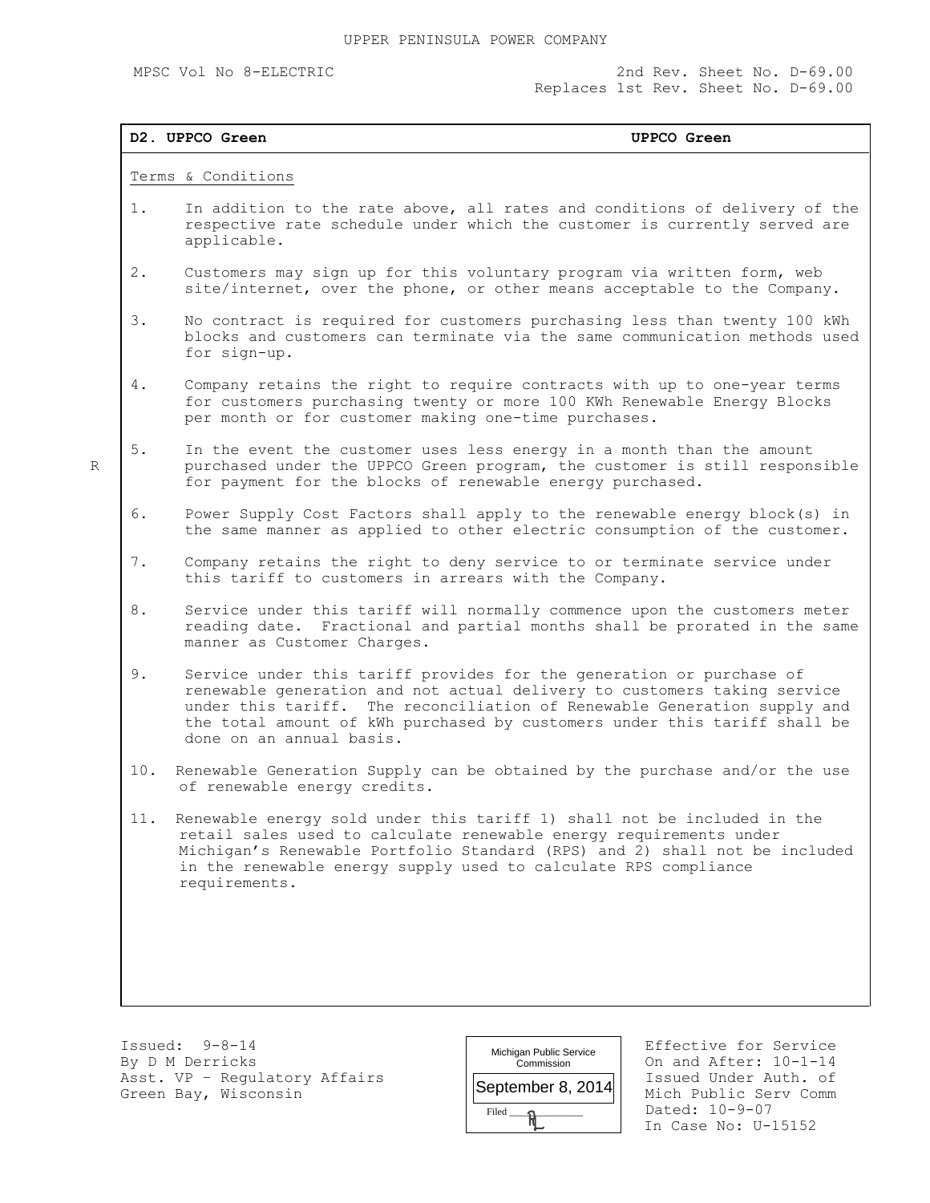UPPER PENINSULA POWER COMPANY

MPSC Vol No 8-ELECTRIC

2nd Rev. Sheet No. D-69.00
Replaces 1st Rev. Sheet No. D-69.00

**D2. UPPCO Green** **UPPCO Green**

Terms & Conditions

1. In addition to the rate above, all rates and conditions of delivery of the respective rate schedule under which the customer is currently served are applicable.

2. Customers may sign up for this voluntary program via written form, web site/internet, over the phone, or other means acceptable to the Company.

3. No contract is required for customers purchasing less than twenty 100 kWh blocks and customers can terminate via the same communication methods used for sign-up.

4. Company retains the right to require contracts with up to one-year terms for customers purchasing twenty or more 100 KWh Renewable Energy Blocks per month or for customer making one-time purchases.

5. In the event the customer uses less energy in a month than the amount purchased under the UPPCO Green program, the customer is still responsible for payment for the blocks of renewable energy purchased. R

6. Power Supply Cost Factors shall apply to the renewable energy block(s) in the same manner as applied to other electric consumption of the customer.

7. Company retains the right to deny service to or terminate service under this tariff to customers in arrears with the Company.

8. Service under this tariff will normally commence upon the customers meter reading date. Fractional and partial months shall be prorated in the same manner as Customer Charges.

9. Service under this tariff provides for the generation or purchase of renewable generation and not actual delivery to customers taking service under this tariff. The reconciliation of Renewable Generation supply and the total amount of kWh purchased by customers under this tariff shall be done on an annual basis.

10. Renewable Generation Supply can be obtained by the purchase and/or the use of renewable energy credits.

11. Renewable energy sold under this tariff 1) shall not be included in the retail sales used to calculate renewable energy requirements under Michigan's Renewable Portfolio Standard (RPS) and 2) shall not be included in the renewable energy supply used to calculate RPS compliance requirements.

Issued: 9-8-14
By D M Derricks
Asst. VP – Regulatory Affairs
Green Bay, Wisconsin

Michigan Public Service Commission
September 8, 2014
Filed

Effective for Service
On and After: 10-1-14
Issued Under Auth. of
Mich Public Serv Comm
Dated: 10-9-07
In Case No: U-15152